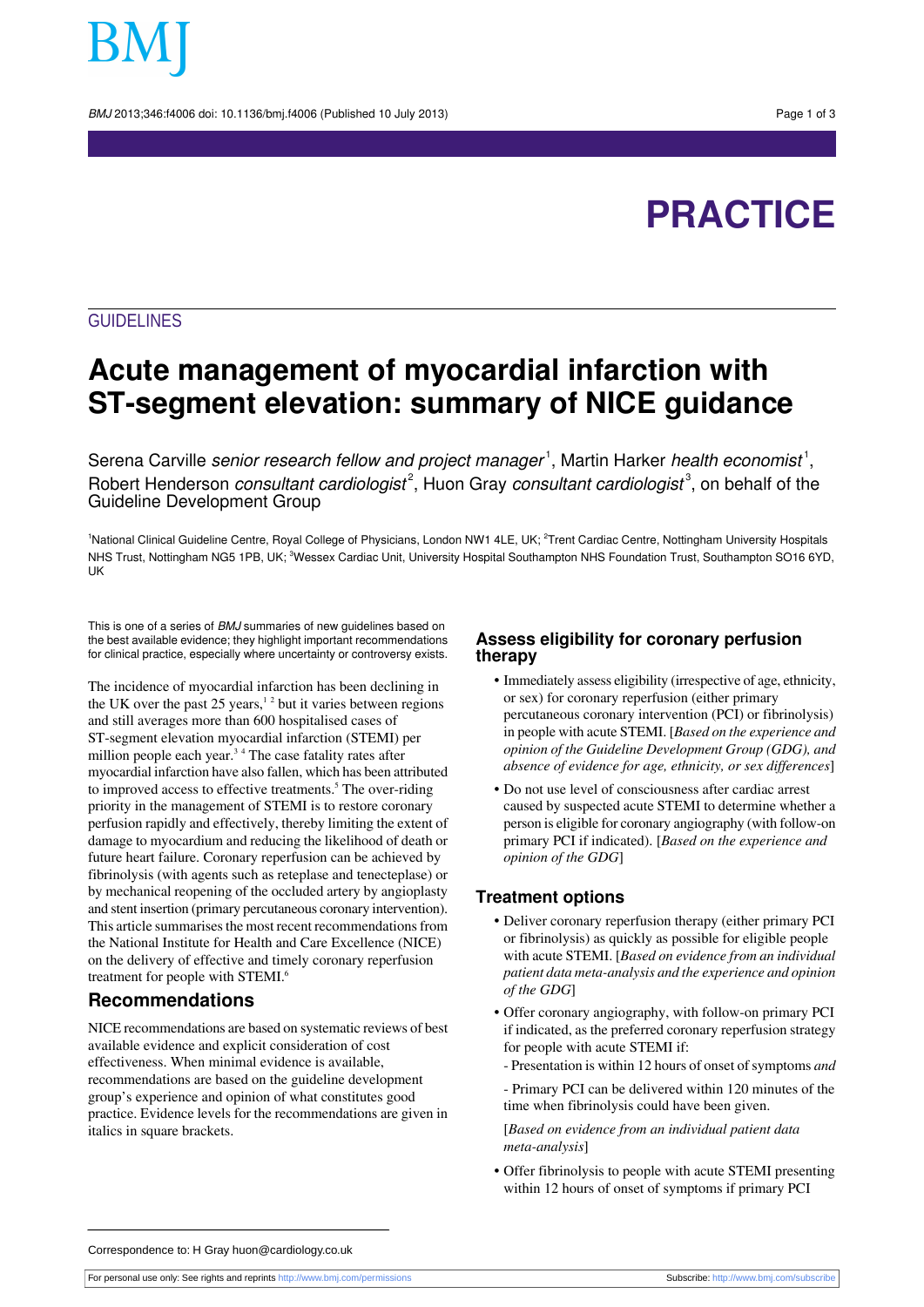# PRACTICE

## GUIDELINES

# Acute management of myocardial infarction with ST-segment elevation: summary of NICE guidance

Serena Carville *senior research fellow and project manager*[1], Martin Harker *health economist*[1], Robert Henderson *consultant cardiologist*[2], Huon Gray *consultant cardiologist*[3], on behalf of the Guideline Development Group

[1]National Clinical Guideline Centre, Royal College of Physicians, London NW1 4LE, UK; [2]Trent Cardiac Centre, Nottingham University Hospitals NHS Trust, Nottingham NG5 1PB, UK; [3]Wessex Cardiac Unit, University Hospital Southampton NHS Foundation Trust, Southampton SO16 6YD, UK

This is one of a series of *BMJ* summaries of new guidelines based on the best available evidence; they highlight important recommendations for clinical practice, especially where uncertainty or controversy exists.

The incidence of myocardial infarction has been declining in the UK over the past 25 years,[1 2] but it varies between regions and still averages more than 600 hospitalised cases of ST-segment elevation myocardial infarction (STEMI) per million people each year.[3 4] The case fatality rates after myocardial infarction have also fallen, which has been attributed to improved access to effective treatments.[5] The over-riding priority in the management of STEMI is to restore coronary perfusion rapidly and effectively, thereby limiting the extent of damage to myocardium and reducing the likelihood of death or future heart failure. Coronary reperfusion can be achieved by fibrinolysis (with agents such as reteplase and tenecteplase) or by mechanical reopening of the occluded artery by angioplasty and stent insertion (primary percutaneous coronary intervention). This article summarises the most recent recommendations from the National Institute for Health and Care Excellence (NICE) on the delivery of effective and timely coronary reperfusion treatment for people with STEMI.[6]

## Recommendations

NICE recommendations are based on systematic reviews of best available evidence and explicit consideration of cost effectiveness. When minimal evidence is available, recommendations are based on the guideline development group's experience and opinion of what constitutes good practice. Evidence levels for the recommendations are given in italics in square brackets.

### Assess eligibility for coronary perfusion therapy

- Immediately assess eligibility (irrespective of age, ethnicity, or sex) for coronary reperfusion (either primary percutaneous coronary intervention (PCI) or fibrinolysis) in people with acute STEMI. [*Based on the experience and opinion of the Guideline Development Group (GDG), and absence of evidence for age, ethnicity, or sex differences*]
- Do not use level of consciousness after cardiac arrest caused by suspected acute STEMI to determine whether a person is eligible for coronary angiography (with follow-on primary PCI if indicated). [*Based on the experience and opinion of the GDG*]

### Treatment options

- Deliver coronary reperfusion therapy (either primary PCI or fibrinolysis) as quickly as possible for eligible people with acute STEMI. [*Based on evidence from an individual patient data meta-analysis and the experience and opinion of the GDG*]
- Offer coronary angiography, with follow-on primary PCI if indicated, as the preferred coronary reperfusion strategy for people with acute STEMI if:

  - Presentation is within 12 hours of onset of symptoms *and*

  - Primary PCI can be delivered within 120 minutes of the time when fibrinolysis could have been given.

  [*Based on evidence from an individual patient data meta-analysis*]
- Offer fibrinolysis to people with acute STEMI presenting within 12 hours of onset of symptoms if primary PCI

Correspondence to: H Gray huon@cardiology.co.uk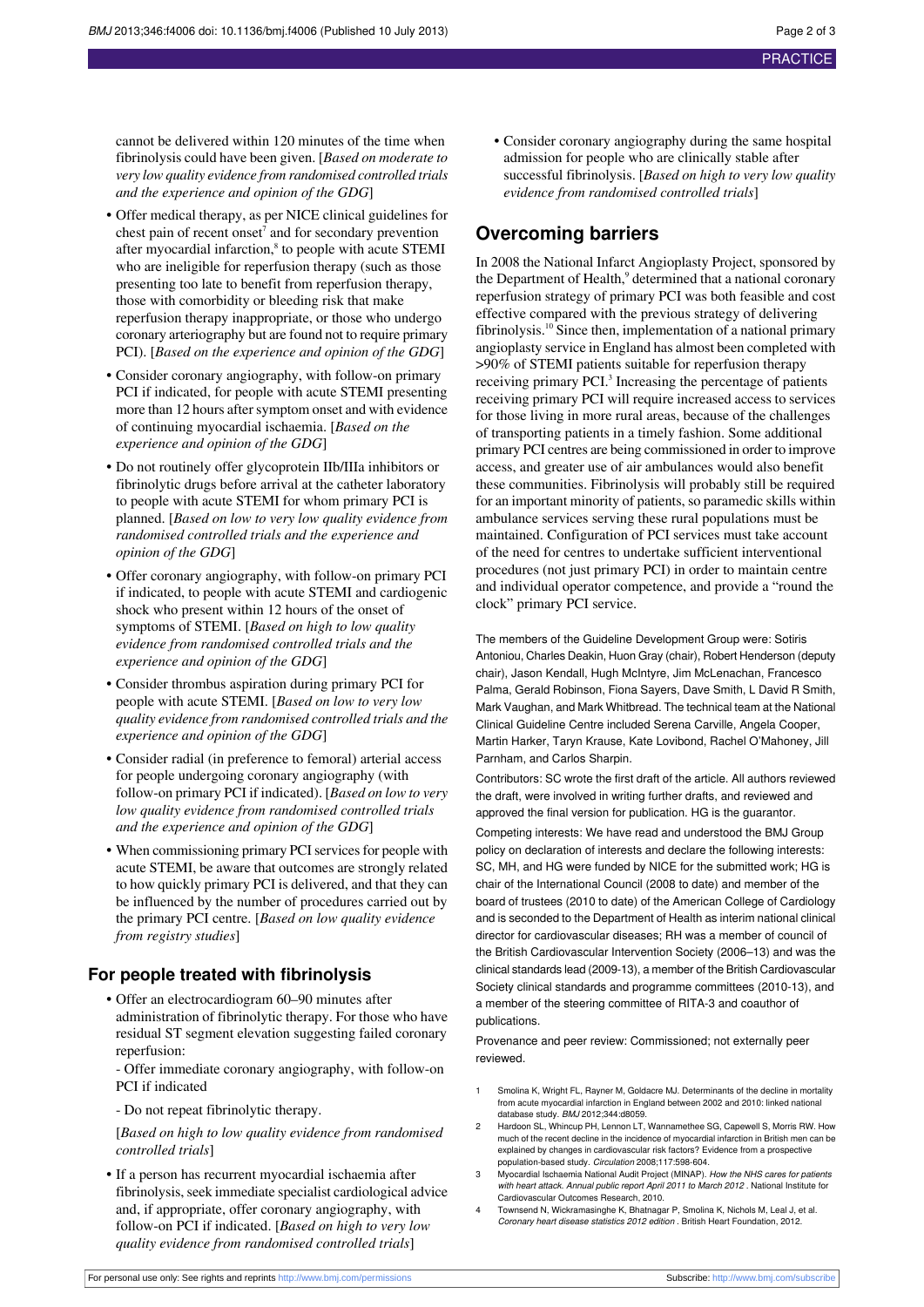cannot be delivered within 120 minutes of the time when fibrinolysis could have been given. [*Based on moderate to very low quality evidence from randomised controlled trials and the experience and opinion of the GDG*]

- Offer medical therapy, as per NICE clinical guidelines for chest pain of recent onset[7] and for secondary prevention after myocardial infarction,[8] to people with acute STEMI who are ineligible for reperfusion therapy (such as those presenting too late to benefit from reperfusion therapy, those with comorbidity or bleeding risk that make reperfusion therapy inappropriate, or those who undergo coronary arteriography but are found not to require primary PCI). [*Based on the experience and opinion of the GDG*]
- Consider coronary angiography, with follow-on primary PCI if indicated, for people with acute STEMI presenting more than 12 hours after symptom onset and with evidence of continuing myocardial ischaemia. [*Based on the experience and opinion of the GDG*]
- Do not routinely offer glycoprotein IIb/IIIa inhibitors or fibrinolytic drugs before arrival at the catheter laboratory to people with acute STEMI for whom primary PCI is planned. [*Based on low to very low quality evidence from randomised controlled trials and the experience and opinion of the GDG*]
- Offer coronary angiography, with follow-on primary PCI if indicated, to people with acute STEMI and cardiogenic shock who present within 12 hours of the onset of symptoms of STEMI. [*Based on high to low quality evidence from randomised controlled trials and the experience and opinion of the GDG*]
- Consider thrombus aspiration during primary PCI for people with acute STEMI. [*Based on low to very low quality evidence from randomised controlled trials and the experience and opinion of the GDG*]
- Consider radial (in preference to femoral) arterial access for people undergoing coronary angiography (with follow-on primary PCI if indicated). [*Based on low to very low quality evidence from randomised controlled trials and the experience and opinion of the GDG*]
- When commissioning primary PCI services for people with acute STEMI, be aware that outcomes are strongly related to how quickly primary PCI is delivered, and that they can be influenced by the number of procedures carried out by the primary PCI centre. [*Based on low quality evidence from registry studies*]

### For people treated with fibrinolysis

- Offer an electrocardiogram 60–90 minutes after administration of fibrinolytic therapy. For those who have residual ST segment elevation suggesting failed coronary reperfusion:

  - Offer immediate coronary angiography, with follow-on PCI if indicated

  - Do not repeat fibrinolytic therapy.

  [*Based on high to low quality evidence from randomised controlled trials*]
- If a person has recurrent myocardial ischaemia after fibrinolysis, seek immediate specialist cardiological advice and, if appropriate, offer coronary angiography, with follow-on PCI if indicated. [*Based on high to very low quality evidence from randomised controlled trials*]
- Consider coronary angiography during the same hospital admission for people who are clinically stable after successful fibrinolysis. [*Based on high to very low quality evidence from randomised controlled trials*]

## Overcoming barriers

In 2008 the National Infarct Angioplasty Project, sponsored by the Department of Health,[9] determined that a national coronary reperfusion strategy of primary PCI was both feasible and cost effective compared with the previous strategy of delivering fibrinolysis.[10] Since then, implementation of a national primary angioplasty service in England has almost been completed with >90% of STEMI patients suitable for reperfusion therapy receiving primary PCI.[3] Increasing the percentage of patients receiving primary PCI will require increased access to services for those living in more rural areas, because of the challenges of transporting patients in a timely fashion. Some additional primary PCI centres are being commissioned in order to improve access, and greater use of air ambulances would also benefit these communities. Fibrinolysis will probably still be required for an important minority of patients, so paramedic skills within ambulance services serving these rural populations must be maintained. Configuration of PCI services must take account of the need for centres to undertake sufficient interventional procedures (not just primary PCI) in order to maintain centre and individual operator competence, and provide a "round the clock" primary PCI service.

The members of the Guideline Development Group were: Sotiris Antoniou, Charles Deakin, Huon Gray (chair), Robert Henderson (deputy chair), Jason Kendall, Hugh McIntyre, Jim McLenachan, Francesco Palma, Gerald Robinson, Fiona Sayers, Dave Smith, L David R Smith, Mark Vaughan, and Mark Whitbread. The technical team at the National Clinical Guideline Centre included Serena Carville, Angela Cooper, Martin Harker, Taryn Krause, Kate Lovibond, Rachel O'Mahoney, Jill Parnham, and Carlos Sharpin.

Contributors: SC wrote the first draft of the article. All authors reviewed the draft, were involved in writing further drafts, and reviewed and approved the final version for publication. HG is the guarantor.

Competing interests: We have read and understood the BMJ Group policy on declaration of interests and declare the following interests: SC, MH, and HG were funded by NICE for the submitted work; HG is chair of the International Council (2008 to date) and member of the board of trustees (2010 to date) of the American College of Cardiology and is seconded to the Department of Health as interim national clinical director for cardiovascular diseases; RH was a member of council of the British Cardiovascular Intervention Society (2006–13) and was the clinical standards lead (2009-13), a member of the British Cardiovascular Society clinical standards and programme committees (2010-13), and a member of the steering committee of RITA-3 and coauthor of publications.

Provenance and peer review: Commissioned; not externally peer reviewed.

1. Smolina K, Wright FL, Rayner M, Goldacre MJ. Determinants of the decline in mortality from acute myocardial infarction in England between 2002 and 2010: linked national database study. *BMJ* 2012;344:d8059.
2. Hardoon SL, Whincup PH, Lennon LT, Wannamethee SG, Capewell S, Morris RW. How much of the recent decline in the incidence of myocardial infarction in British men can be explained by changes in cardiovascular risk factors? Evidence from a prospective population-based study. *Circulation* 2008;117:598-604.
3. Myocardial Ischaemia National Audit Project (MINAP). *How the NHS cares for patients with heart attack. Annual public report April 2011 to March 2012*. National Institute for Cardiovascular Outcomes Research, 2010.
4. Townsend N, Wickramasinghe K, Bhatnagar P, Smolina K, Nichols M, Leal J, et al. *Coronary heart disease statistics 2012 edition*. British Heart Foundation, 2012.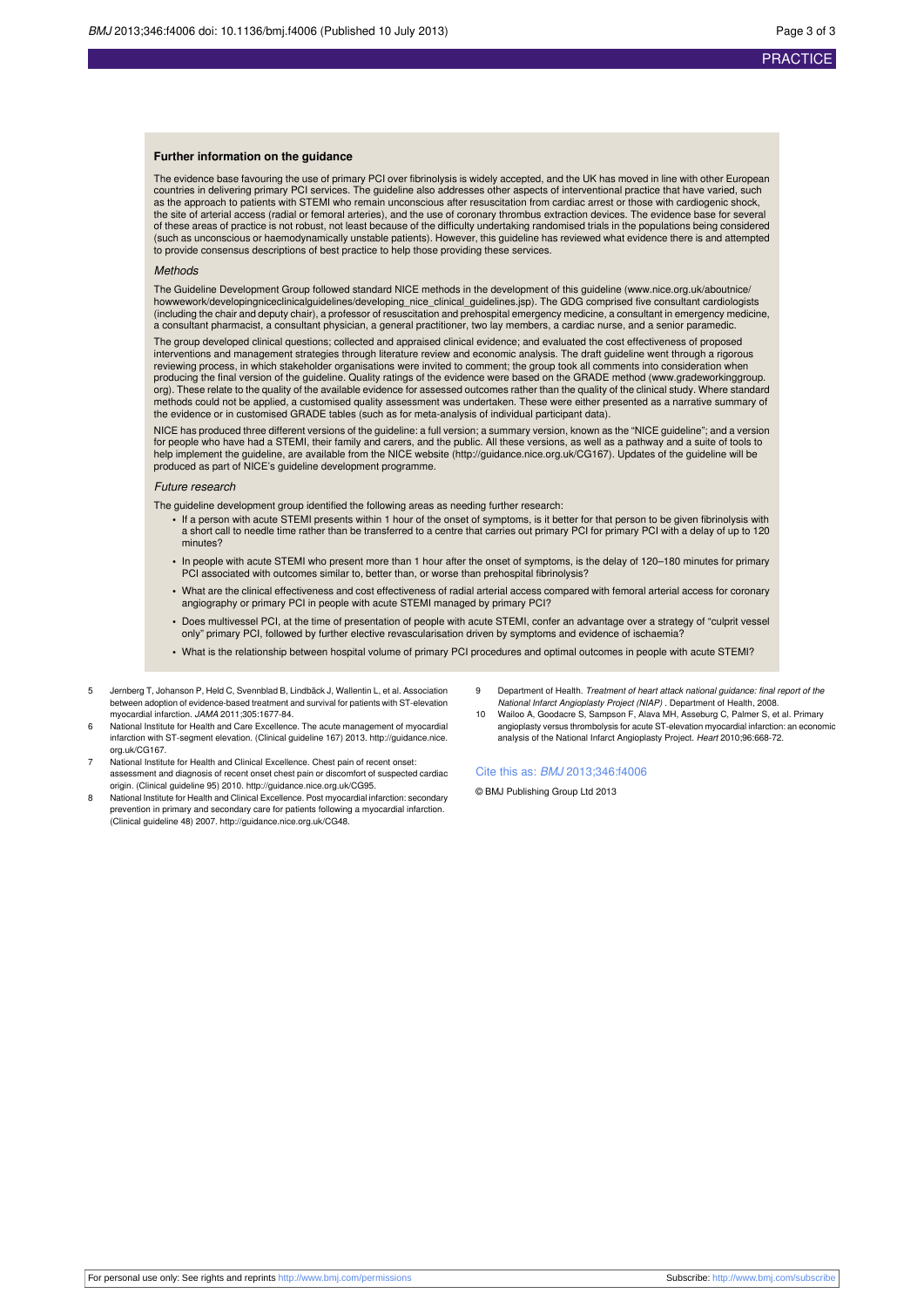## Further information on the guidance

The evidence base favouring the use of primary PCI over fibrinolysis is widely accepted, and the UK has moved in line with other European countries in delivering primary PCI services. The guideline also addresses other aspects of interventional practice that have varied, such as the approach to patients with STEMI who remain unconscious after resuscitation from cardiac arrest or those with cardiogenic shock, the site of arterial access (radial or femoral arteries), and the use of coronary thrombus extraction devices. The evidence base for several of these areas of practice is not robust, not least because of the difficulty undertaking randomised trials in the populations being considered (such as unconscious or haemodynamically unstable patients). However, this guideline has reviewed what evidence there is and attempted to provide consensus descriptions of best practice to help those providing these services.

### *Methods*

The Guideline Development Group followed standard NICE methods in the development of this guideline (www.nice.org.uk/aboutnice/howwework/developingniceclinicalguidelines/developing_nice_clinical_guidelines.jsp). The GDG comprised five consultant cardiologists (including the chair and deputy chair), a professor of resuscitation and prehospital emergency medicine, a consultant in emergency medicine, a consultant pharmacist, a consultant physician, a general practitioner, two lay members, a cardiac nurse, and a senior paramedic.

The group developed clinical questions; collected and appraised clinical evidence; and evaluated the cost effectiveness of proposed interventions and management strategies through literature review and economic analysis. The draft guideline went through a rigorous reviewing process, in which stakeholder organisations were invited to comment; the group took all comments into consideration when producing the final version of the guideline. Quality ratings of the evidence were based on the GRADE method (www.gradeworkinggroup.org). These relate to the quality of the available evidence for assessed outcomes rather than the quality of the clinical study. Where standard methods could not be applied, a customised quality assessment was undertaken. These were either presented as a narrative summary of the evidence or in customised GRADE tables (such as for meta-analysis of individual participant data).

NICE has produced three different versions of the guideline: a full version; a summary version, known as the "NICE guideline"; and a version for people who have had a STEMI, their family and carers, and the public. All these versions, as well as a pathway and a suite of tools to help implement the guideline, are available from the NICE website (http://guidance.nice.org.uk/CG167). Updates of the guideline will be produced as part of NICE's guideline development programme.

### *Future research*

The guideline development group identified the following areas as needing further research:

- If a person with acute STEMI presents within 1 hour of the onset of symptoms, is it better for that person to be given fibrinolysis with a short call to needle time rather than be transferred to a centre that carries out primary PCI for primary PCI with a delay of up to 120 minutes?
- In people with acute STEMI who present more than 1 hour after the onset of symptoms, is the delay of 120–180 minutes for primary PCI associated with outcomes similar to, better than, or worse than prehospital fibrinolysis?
- What are the clinical effectiveness and cost effectiveness of radial arterial access compared with femoral arterial access for coronary angiography or primary PCI in people with acute STEMI managed by primary PCI?
- Does multivessel PCI, at the time of presentation of people with acute STEMI, confer an advantage over a strategy of "culprit vessel only" primary PCI, followed by further elective revascularisation driven by symptoms and evidence of ischaemia?
- What is the relationship between hospital volume of primary PCI procedures and optimal outcomes in people with acute STEMI?

5. Jernberg T, Johanson P, Held C, Svennblad B, Lindbäck J, Wallentin L, et al. Association between adoption of evidence-based treatment and survival for patients with ST-elevation myocardial infarction. *JAMA* 2011;305:1677-84.
6. National Institute for Health and Care Excellence. The acute management of myocardial infarction with ST-segment elevation. (Clinical guideline 167) 2013. http://guidance.nice.org.uk/CG167.
7. National Institute for Health and Clinical Excellence. Chest pain of recent onset: assessment and diagnosis of recent onset chest pain or discomfort of suspected cardiac origin. (Clinical guideline 95) 2010. http://guidance.nice.org.uk/CG95.
8. National Institute for Health and Clinical Excellence. Post myocardial infarction: secondary prevention in primary and secondary care for patients following a myocardial infarction. (Clinical guideline 48) 2007. http://guidance.nice.org.uk/CG48.
9. Department of Health. *Treatment of heart attack national guidance: final report of the National Infarct Angioplasty Project (NIAP)*. Department of Health, 2008.
10. Wailoo A, Goodacre S, Sampson F, Alava MH, Asseburg C, Palmer S, et al. Primary angioplasty versus thrombolysis for acute ST-elevation myocardial infarction: an economic analysis of the National Infarct Angioplasty Project. *Heart* 2010;96:668-72.

Cite this as: *BMJ* 2013;346:f4006

© BMJ Publishing Group Ltd 2013